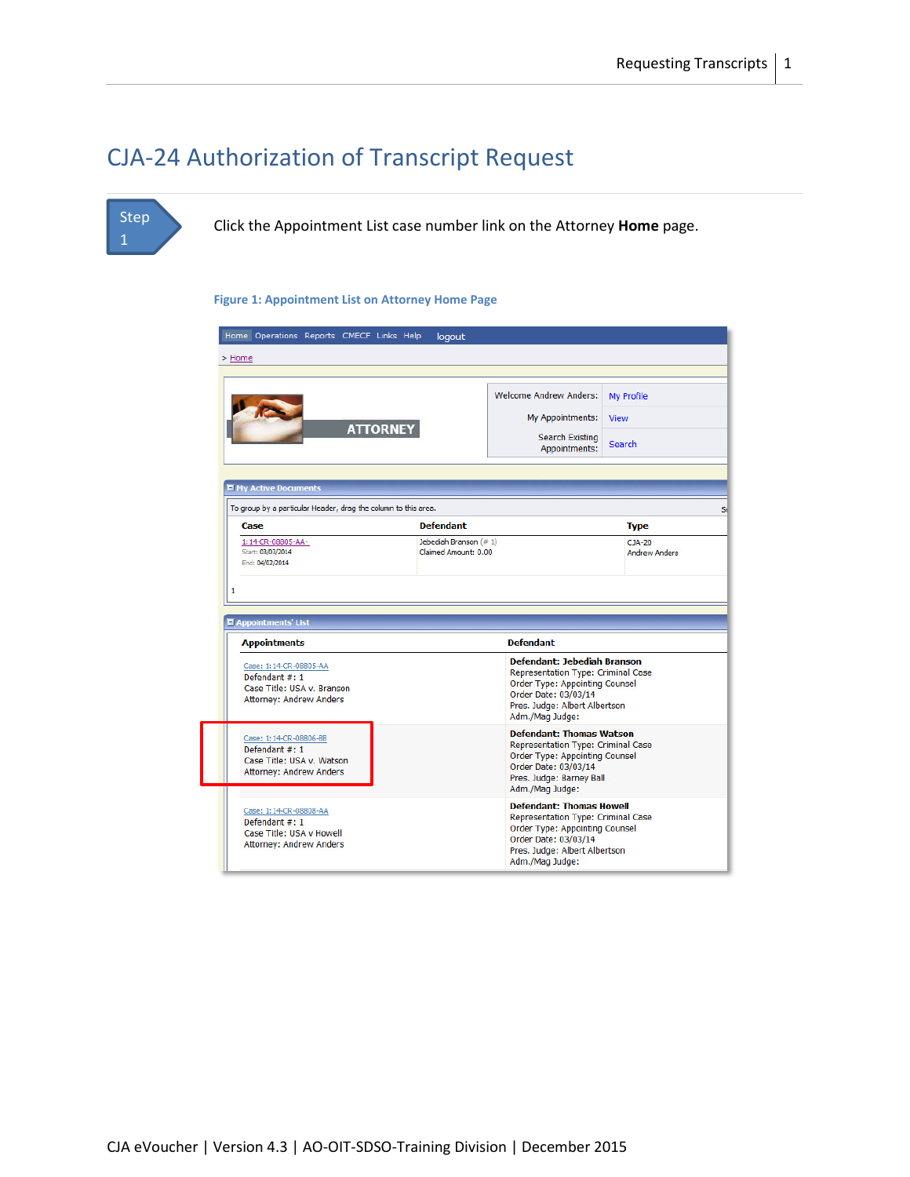# CJA-24 Authorization of Transcript Request

**Step 1** Click the Appointment List case number link on the Attorney **Home** page.

**Figure 1: Appointment List on Attorney Home Page**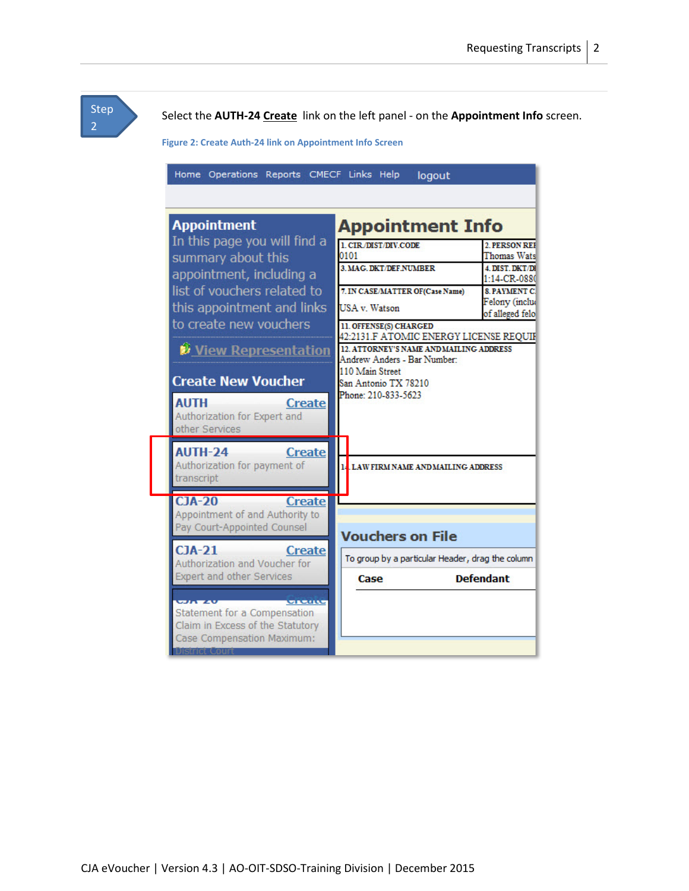**Step 2**

Select the **AUTH-24 Create** link on the left panel - on the **Appointment Info** screen.

**Figure 2: Create Auth-24 link on Appointment Info Screen**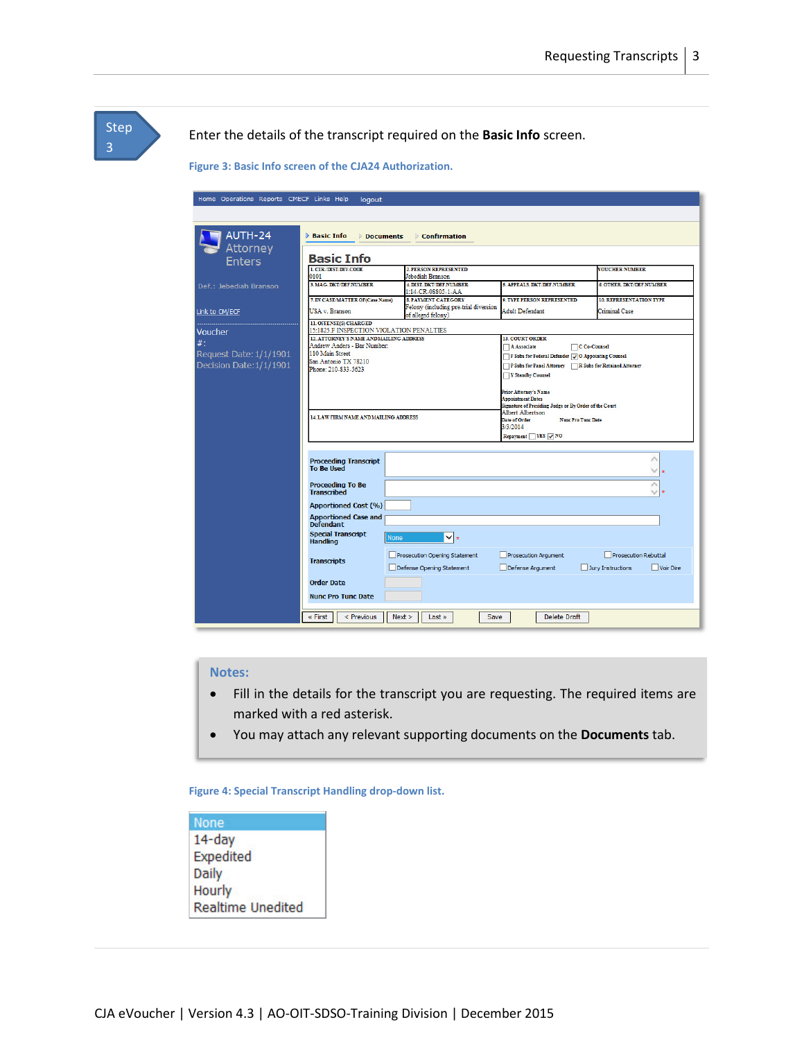**Step 3**

Enter the details of the transcript required on the **Basic Info** screen.

Figure 3: Basic Info screen of the CJA24 Authorization.

**Notes:**

- Fill in the details for the transcript you are requesting. The required items are marked with a red asterisk.
- You may attach any relevant supporting documents on the **Documents** tab.

Figure 4: Special Transcript Handling drop-down list.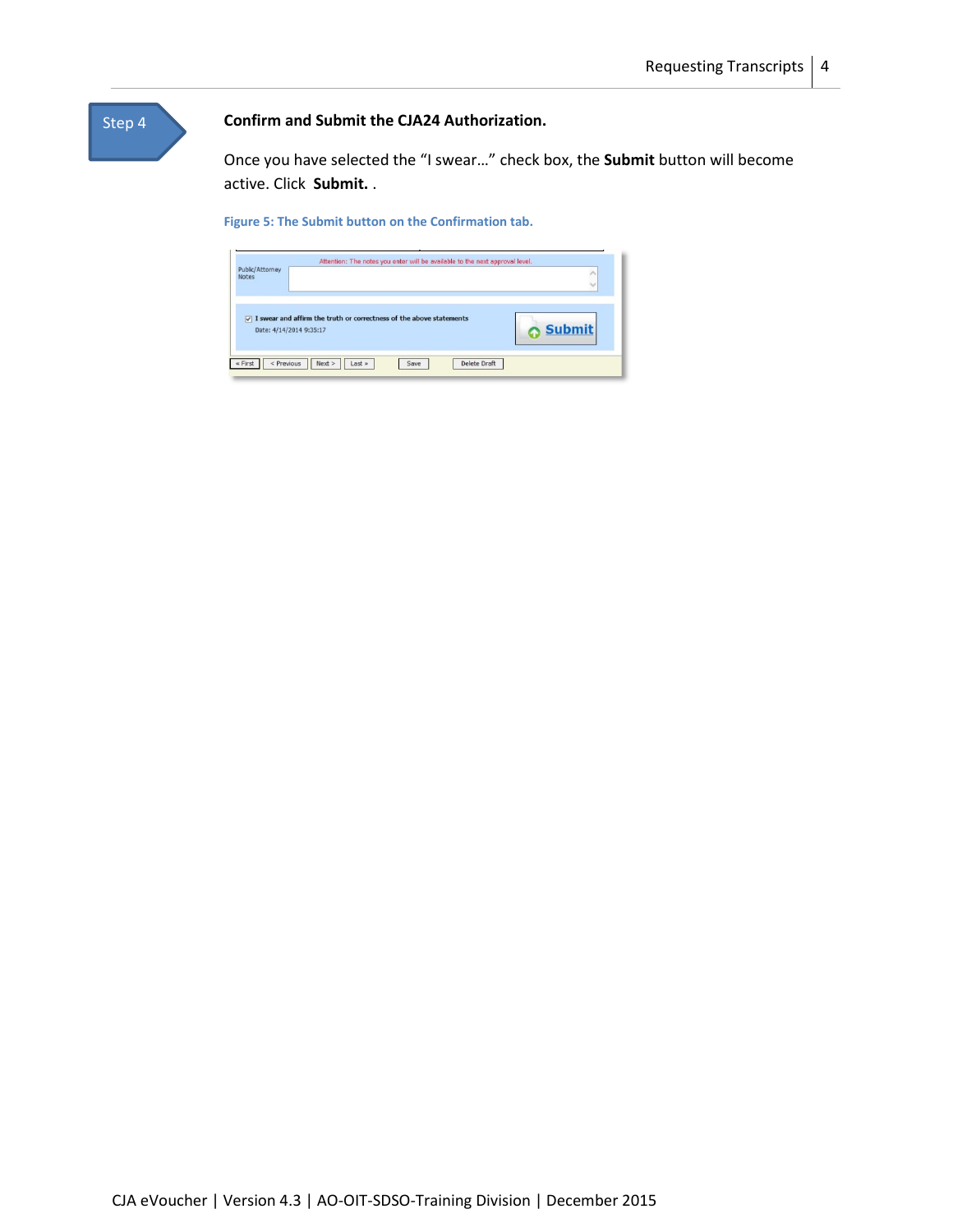Step 4

**Confirm and Submit the CJA24 Authorization.**

Once you have selected the "I swear…" check box, the **Submit** button will become active. Click **Submit.** .

Figure 5: The Submit button on the Confirmation tab.